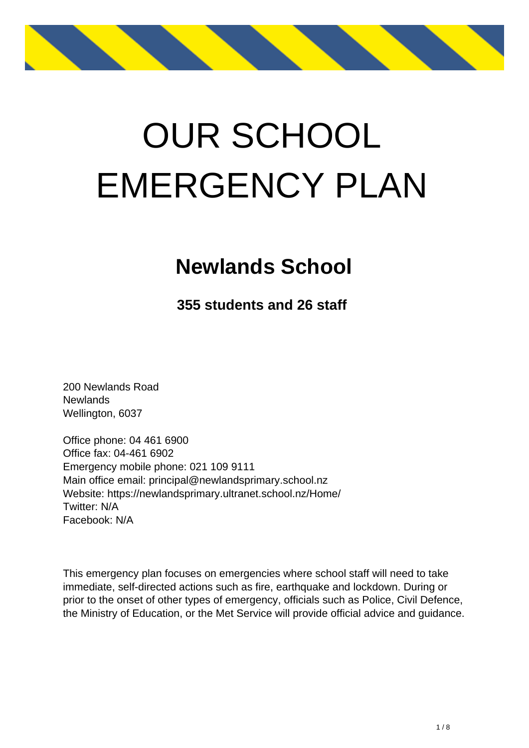# OUR SCHOOL EMERGENCY PLAN

## Newlands School

### 355 students and 26 staff

200 Newlands Road
Newlands
Wellington, 6037

Office phone: 04 461 6900
Office fax: 04-461 6902
Emergency mobile phone: 021 109 9111
Main office email: principal@newlandsprimary.school.nz
Website: https://newlandsprimary.ultranet.school.nz/Home/
Twitter: N/A
Facebook: N/A

This emergency plan focuses on emergencies where school staff will need to take immediate, self-directed actions such as fire, earthquake and lockdown. During or prior to the onset of other types of emergency, officials such as Police, Civil Defence, the Ministry of Education, or the Met Service will provide official advice and guidance.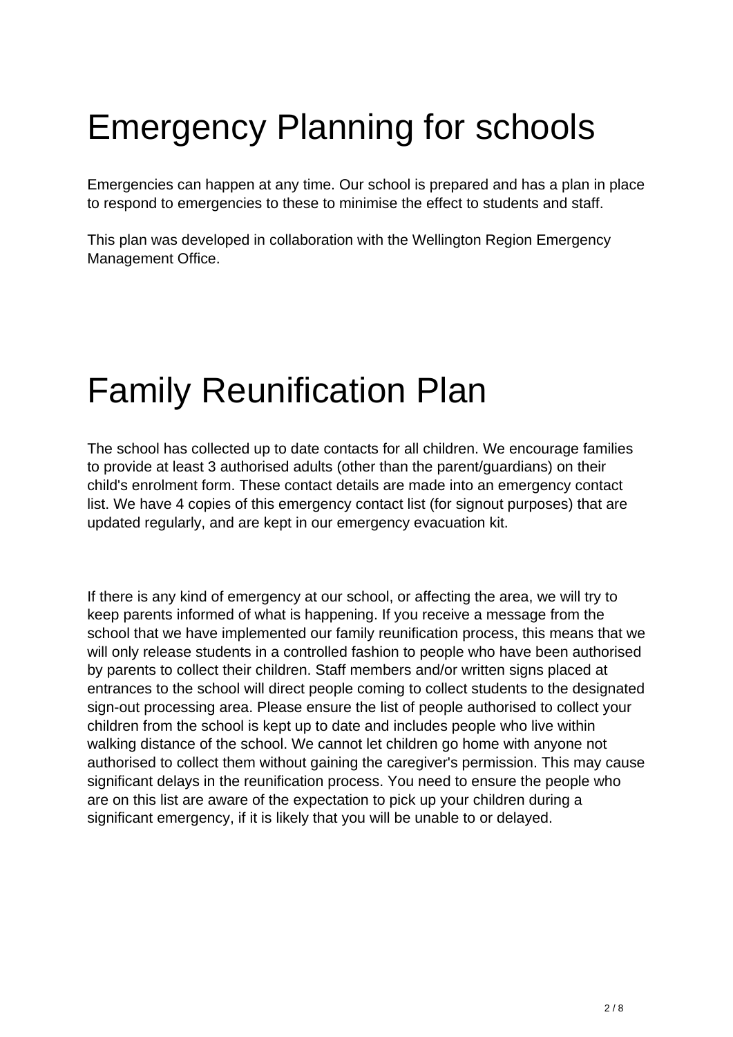# Emergency Planning for schools

Emergencies can happen at any time. Our school is prepared and has a plan in place to respond to emergencies to these to minimise the effect to students and staff.

This plan was developed in collaboration with the Wellington Region Emergency Management Office.

# Family Reunification Plan

The school has collected up to date contacts for all children. We encourage families to provide at least 3 authorised adults (other than the parent/guardians) on their child's enrolment form. These contact details are made into an emergency contact list. We have 4 copies of this emergency contact list (for signout purposes) that are updated regularly, and are kept in our emergency evacuation kit.

If there is any kind of emergency at our school, or affecting the area, we will try to keep parents informed of what is happening. If you receive a message from the school that we have implemented our family reunification process, this means that we will only release students in a controlled fashion to people who have been authorised by parents to collect their children. Staff members and/or written signs placed at entrances to the school will direct people coming to collect students to the designated sign-out processing area. Please ensure the list of people authorised to collect your children from the school is kept up to date and includes people who live within walking distance of the school. We cannot let children go home with anyone not authorised to collect them without gaining the caregiver's permission. This may cause significant delays in the reunification process. You need to ensure the people who are on this list are aware of the expectation to pick up your children during a significant emergency, if it is likely that you will be unable to or delayed.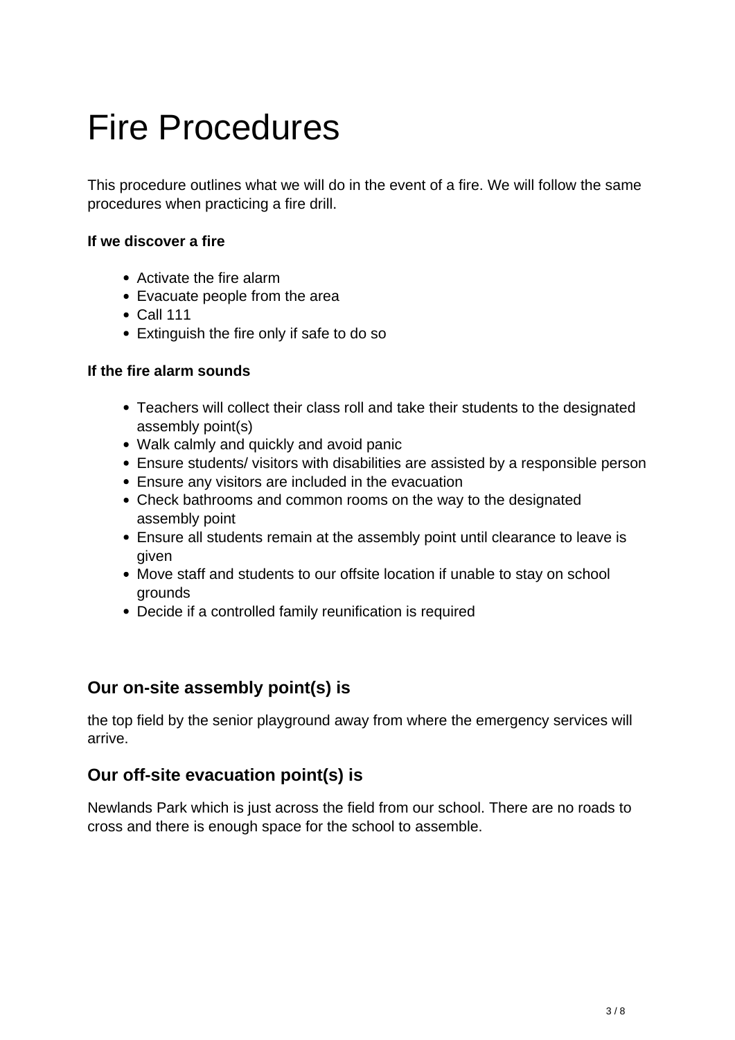# Fire Procedures

This procedure outlines what we will do in the event of a fire. We will follow the same procedures when practicing a fire drill.

**If we discover a fire**

- Activate the fire alarm
- Evacuate people from the area
- Call 111
- Extinguish the fire only if safe to do so

**If the fire alarm sounds**

- Teachers will collect their class roll and take their students to the designated assembly point(s)
- Walk calmly and quickly and avoid panic
- Ensure students/ visitors with disabilities are assisted by a responsible person
- Ensure any visitors are included in the evacuation
- Check bathrooms and common rooms on the way to the designated assembly point
- Ensure all students remain at the assembly point until clearance to leave is given
- Move staff and students to our offsite location if unable to stay on school grounds
- Decide if a controlled family reunification is required

## Our on-site assembly point(s) is

the top field by the senior playground away from where the emergency services will arrive.

## Our off-site evacuation point(s) is

Newlands Park which is just across the field from our school. There are no roads to cross and there is enough space for the school to assemble.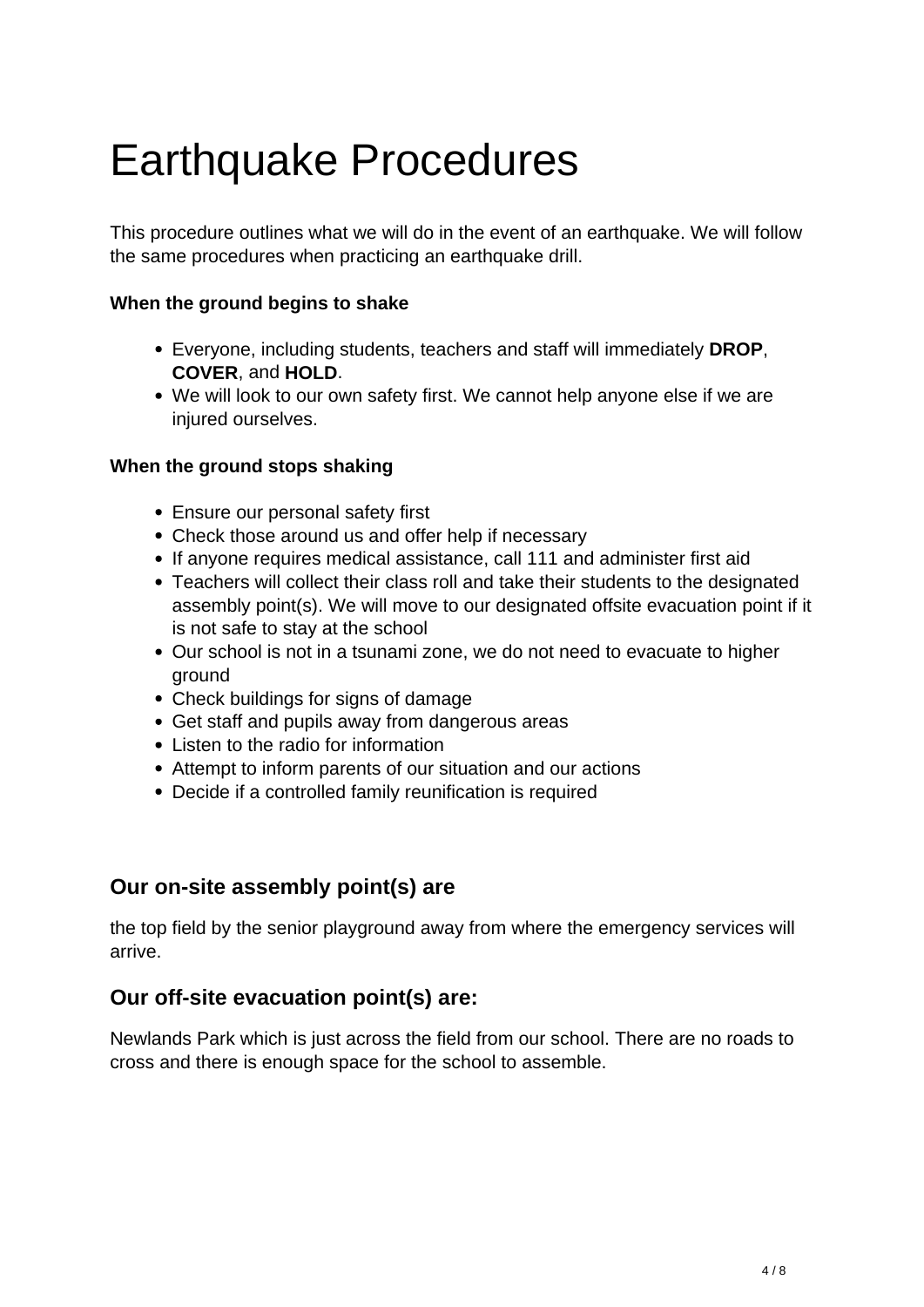# Earthquake Procedures

This procedure outlines what we will do in the event of an earthquake. We will follow the same procedures when practicing an earthquake drill.

**When the ground begins to shake**

- Everyone, including students, teachers and staff will immediately **DROP**, **COVER**, and **HOLD**.
- We will look to our own safety first. We cannot help anyone else if we are injured ourselves.

**When the ground stops shaking**

- Ensure our personal safety first
- Check those around us and offer help if necessary
- If anyone requires medical assistance, call 111 and administer first aid
- Teachers will collect their class roll and take their students to the designated assembly point(s). We will move to our designated offsite evacuation point if it is not safe to stay at the school
- Our school is not in a tsunami zone, we do not need to evacuate to higher ground
- Check buildings for signs of damage
- Get staff and pupils away from dangerous areas
- Listen to the radio for information
- Attempt to inform parents of our situation and our actions
- Decide if a controlled family reunification is required

## Our on-site assembly point(s) are

the top field by the senior playground away from where the emergency services will arrive.

## Our off-site evacuation point(s) are:

Newlands Park which is just across the field from our school. There are no roads to cross and there is enough space for the school to assemble.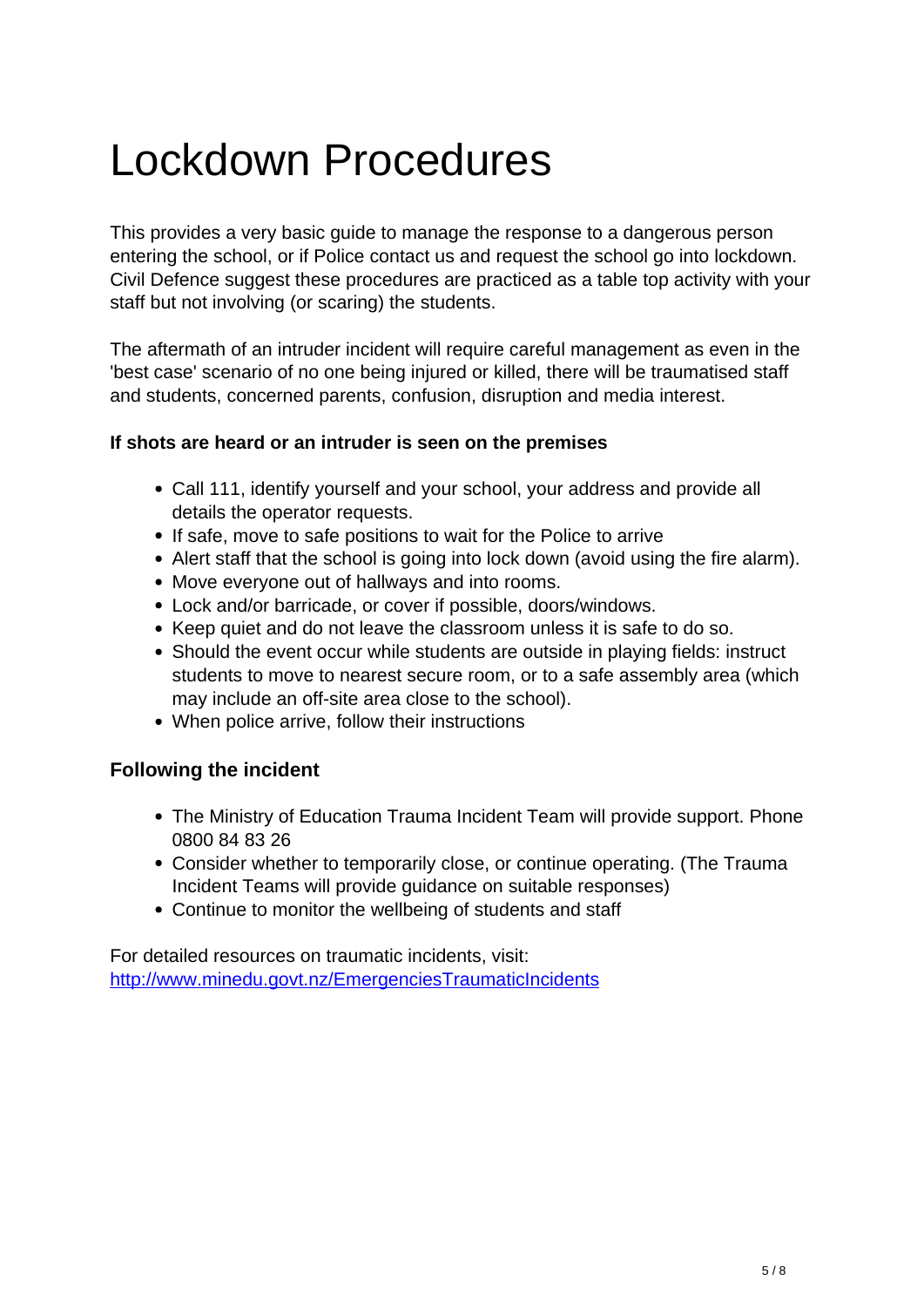# Lockdown Procedures

This provides a very basic guide to manage the response to a dangerous person entering the school, or if Police contact us and request the school go into lockdown. Civil Defence suggest these procedures are practiced as a table top activity with your staff but not involving (or scaring) the students.

The aftermath of an intruder incident will require careful management as even in the 'best case' scenario of no one being injured or killed, there will be traumatised staff and students, concerned parents, confusion, disruption and media interest.

**If shots are heard or an intruder is seen on the premises**

- Call 111, identify yourself and your school, your address and provide all details the operator requests.
- If safe, move to safe positions to wait for the Police to arrive
- Alert staff that the school is going into lock down (avoid using the fire alarm).
- Move everyone out of hallways and into rooms.
- Lock and/or barricade, or cover if possible, doors/windows.
- Keep quiet and do not leave the classroom unless it is safe to do so.
- Should the event occur while students are outside in playing fields: instruct students to move to nearest secure room, or to a safe assembly area (which may include an off-site area close to the school).
- When police arrive, follow their instructions

## Following the incident

- The Ministry of Education Trauma Incident Team will provide support. Phone 0800 84 83 26
- Consider whether to temporarily close, or continue operating. (The Trauma Incident Teams will provide guidance on suitable responses)
- Continue to monitor the wellbeing of students and staff

For detailed resources on traumatic incidents, visit:
[http://www.minedu.govt.nz/EmergenciesTraumaticIncidents](http://www.minedu.govt.nz/EmergenciesTraumaticIncidents)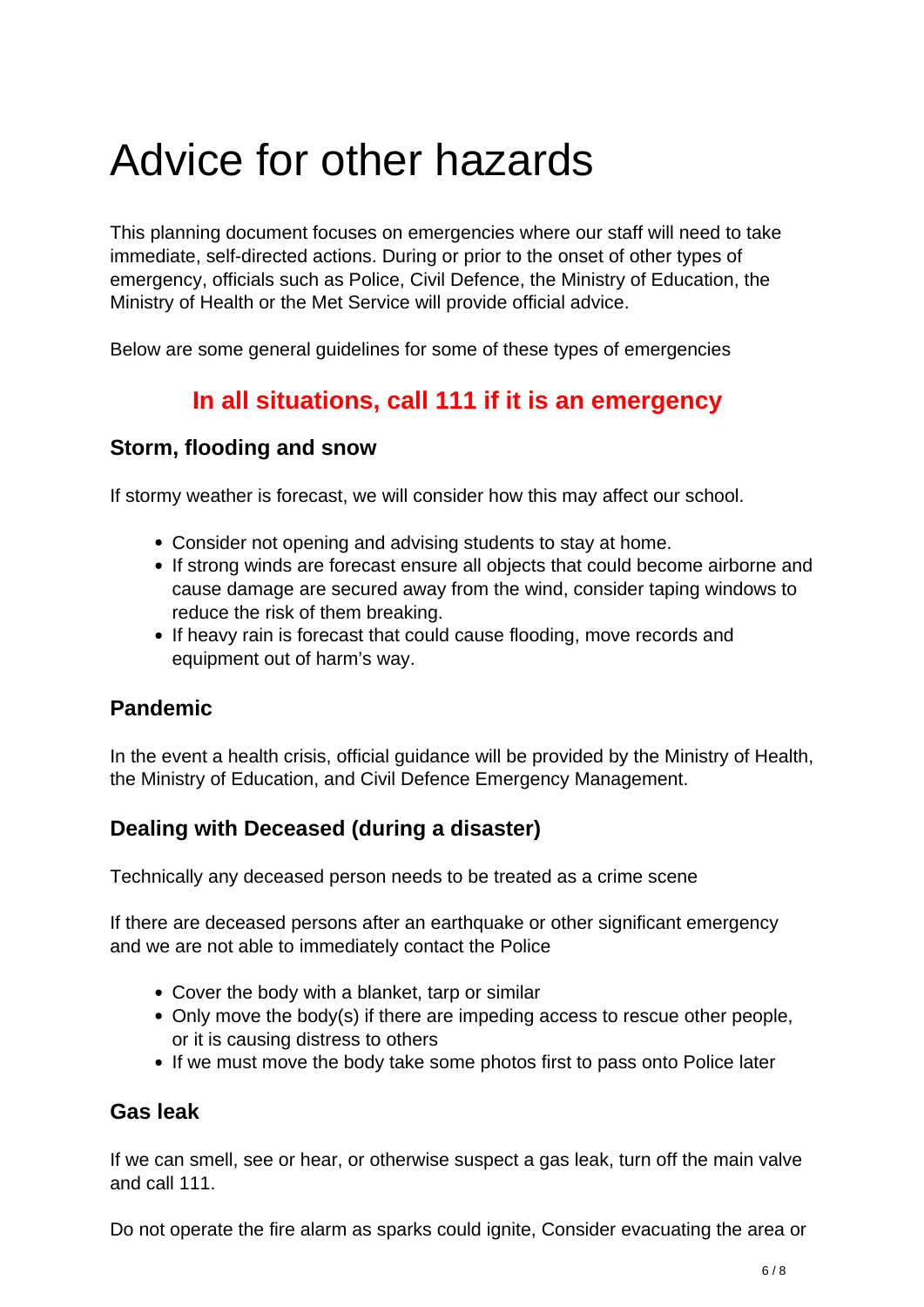# Advice for other hazards

This planning document focuses on emergencies where our staff will need to take immediate, self-directed actions. During or prior to the onset of other types of emergency, officials such as Police, Civil Defence, the Ministry of Education, the Ministry of Health or the Met Service will provide official advice.

Below are some general guidelines for some of these types of emergencies

## **In all situations, call 111 if it is an emergency**

### Storm, flooding and snow

If stormy weather is forecast, we will consider how this may affect our school.

- Consider not opening and advising students to stay at home.
- If strong winds are forecast ensure all objects that could become airborne and cause damage are secured away from the wind, consider taping windows to reduce the risk of them breaking.
- If heavy rain is forecast that could cause flooding, move records and equipment out of harm's way.

### Pandemic

In the event a health crisis, official guidance will be provided by the Ministry of Health, the Ministry of Education, and Civil Defence Emergency Management.

### Dealing with Deceased (during a disaster)

Technically any deceased person needs to be treated as a crime scene

If there are deceased persons after an earthquake or other significant emergency and we are not able to immediately contact the Police

- Cover the body with a blanket, tarp or similar
- Only move the body(s) if there are impeding access to rescue other people, or it is causing distress to others
- If we must move the body take some photos first to pass onto Police later

### Gas leak

If we can smell, see or hear, or otherwise suspect a gas leak, turn off the main valve and call 111.

Do not operate the fire alarm as sparks could ignite, Consider evacuating the area or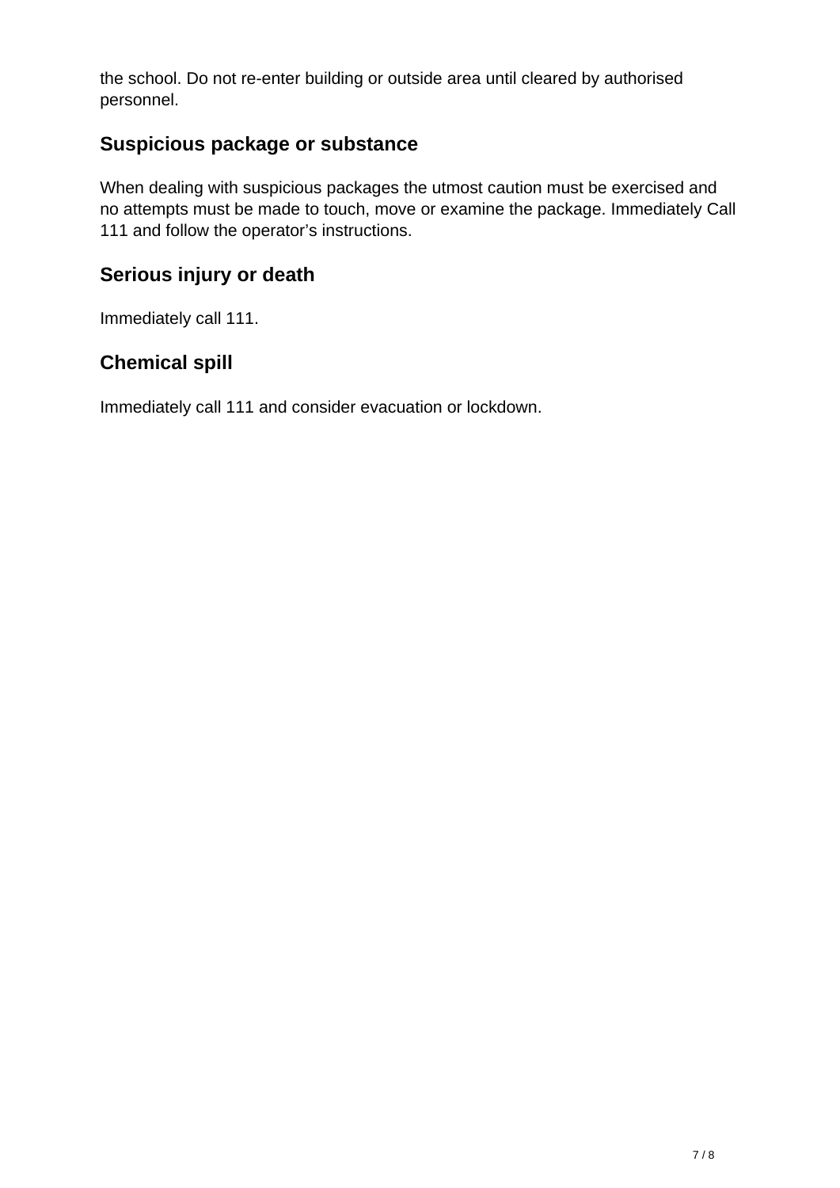the school. Do not re-enter building or outside area until cleared by authorised personnel.

## Suspicious package or substance

When dealing with suspicious packages the utmost caution must be exercised and no attempts must be made to touch, move or examine the package. Immediately Call 111 and follow the operator's instructions.

## Serious injury or death

Immediately call 111.

## Chemical spill

Immediately call 111 and consider evacuation or lockdown.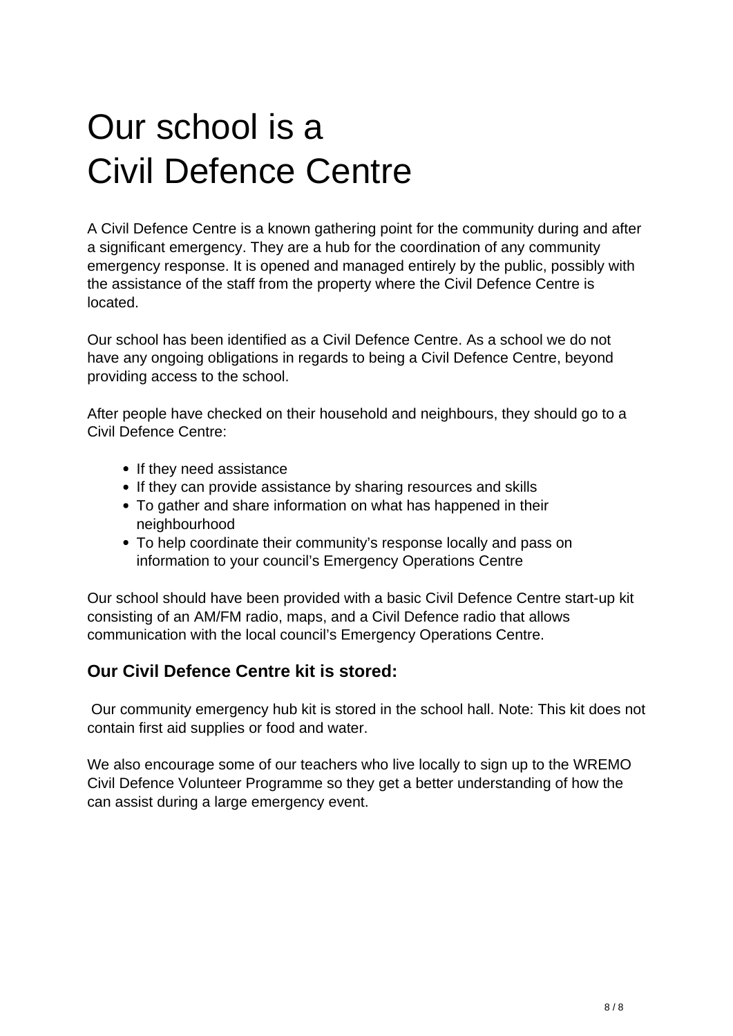# Our school is a Civil Defence Centre

A Civil Defence Centre is a known gathering point for the community during and after a significant emergency. They are a hub for the coordination of any community emergency response. It is opened and managed entirely by the public, possibly with the assistance of the staff from the property where the Civil Defence Centre is located.

Our school has been identified as a Civil Defence Centre. As a school we do not have any ongoing obligations in regards to being a Civil Defence Centre, beyond providing access to the school.

After people have checked on their household and neighbours, they should go to a Civil Defence Centre:

- If they need assistance
- If they can provide assistance by sharing resources and skills
- To gather and share information on what has happened in their neighbourhood
- To help coordinate their community's response locally and pass on information to your council's Emergency Operations Centre

Our school should have been provided with a basic Civil Defence Centre start-up kit consisting of an AM/FM radio, maps, and a Civil Defence radio that allows communication with the local council's Emergency Operations Centre.

### Our Civil Defence Centre kit is stored:

Our community emergency hub kit is stored in the school hall. Note: This kit does not contain first aid supplies or food and water.

We also encourage some of our teachers who live locally to sign up to the WREMO Civil Defence Volunteer Programme so they get a better understanding of how the can assist during a large emergency event.